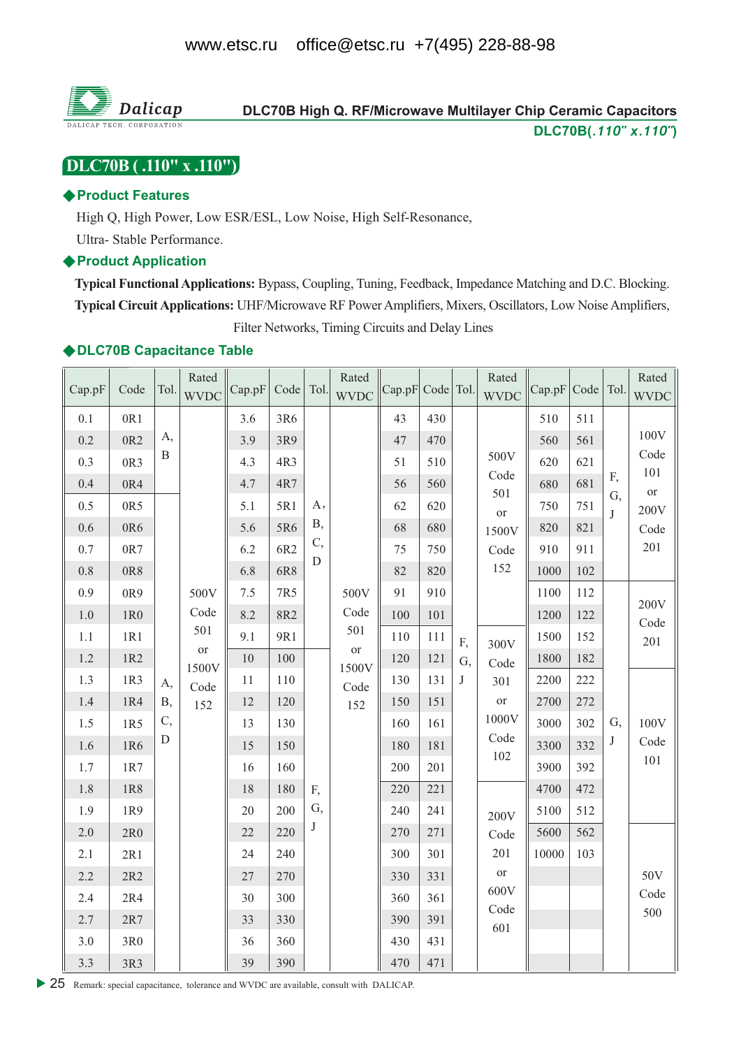www.etsc.ru office@etsc.ru +7(495) 228-88-98

Dalicap
DALICAP TECH. CORPORATION

**DLC70B High Q. RF/Microwave Multilayer Chip Ceramic Capacitors**

**DLC70B(*.110" x.110"*)**

# DLC70B ( .110" x .110")

## ◆Product Features

High Q, High Power, Low ESR/ESL, Low Noise, High Self-Resonance, Ultra- Stable Performance.

## ◆Product Application

**Typical Functional Applications:** Bypass, Coupling, Tuning, Feedback, Impedance Matching and D.C. Blocking.

**Typical Circuit Applications:** UHF/Microwave RF Power Amplifiers, Mixers, Oscillators, Low Noise Amplifiers, Filter Networks, Timing Circuits and Delay Lines

## ◆DLC70B Capacitance Table

| Cap.pF | Code | Tol. | Rated WVDC | Cap.pF | Code | Tol. | Rated WVDC | Cap.pF | Code | Tol. | Rated WVDC | Cap.pF | Code | Tol. | Rated WVDC |
|---|---|---|---|---|---|---|---|---|---|---|---|---|---|---|---|
| 0.1 | 0R1 | A, B | 500V Code 501 or 1500V Code 152 | 3.6 | 3R6 | A, B, C, D | 500V Code 501 or 1500V Code 152 | 43 | 430 | F, G, J | 500V Code 501 or 1500V Code 152 | 510 | 511 | F, G, J | 100V Code 101 or 200V Code 201 |
| 0.2 | 0R2 | | | 3.9 | 3R9 | | | 47 | 470 | | | 560 | 561 | | |
| 0.3 | 0R3 | | | 4.3 | 4R3 | | | 51 | 510 | | | 620 | 621 | | |
| 0.4 | 0R4 | | | 4.7 | 4R7 | | | 56 | 560 | | | 680 | 681 | | |
| 0.5 | 0R5 | A, B, C, D | | 5.1 | 5R1 | | | 62 | 620 | | | 750 | 751 | | |
| 0.6 | 0R6 | | | 5.6 | 5R6 | | | 68 | 680 | | | 820 | 821 | | |
| 0.7 | 0R7 | | | 6.2 | 6R2 | | | 75 | 750 | | | 910 | 911 | | |
| 0.8 | 0R8 | | | 6.8 | 6R8 | | | 82 | 820 | | | 1000 | 102 | | |
| 0.9 | 0R9 | | | 7.5 | 7R5 | | | 91 | 910 | | | 1100 | 112 | G, J | 200V Code 201 |
| 1.0 | 1R0 | | | 8.2 | 8R2 | | | 100 | 101 | | | 1200 | 122 | | |
| 1.1 | 1R1 | | | 9.1 | 9R1 | | | 110 | 111 | | 300V Code 301 or 1000V Code 102 | 1500 | 152 | | |
| 1.2 | 1R2 | | | 10 | 100 | F, G, J | | 120 | 121 | | | 1800 | 182 | | |
| 1.3 | 1R3 | | | 11 | 110 | | | 130 | 131 | | | 2200 | 222 | | 100V Code 101 |
| 1.4 | 1R4 | | | 12 | 120 | | | 150 | 151 | | | 2700 | 272 | | |
| 1.5 | 1R5 | | | 13 | 130 | | | 160 | 161 | | | 3000 | 302 | | |
| 1.6 | 1R6 | | | 15 | 150 | | | 180 | 181 | | | 3300 | 332 | | |
| 1.7 | 1R7 | | | 16 | 160 | | | 200 | 201 | | | 3900 | 392 | | |
| 1.8 | 1R8 | | | 18 | 180 | | | 220 | 221 | | 200V Code 201 or 600V Code 601 | 4700 | 472 | | |
| 1.9 | 1R9 | | | 20 | 200 | | | 240 | 241 | | | 5100 | 512 | | |
| 2.0 | 2R0 | | | 22 | 220 | | | 270 | 271 | | | 5600 | 562 | | 50V Code 500 |
| 2.1 | 2R1 | | | 24 | 240 | | | 300 | 301 | | | 10000 | 103 | | |
| 2.2 | 2R2 | | | 27 | 270 | | | 330 | 331 | | | | | | |
| 2.4 | 2R4 | | | 30 | 300 | | | 360 | 361 | | | | | | |
| 2.7 | 2R7 | | | 33 | 330 | | | 390 | 391 | | | | | | |
| 3.0 | 3R0 | | | 36 | 360 | | | 430 | 431 | | | | | | |
| 3.3 | 3R3 | | | 39 | 390 | | | 470 | 471 | | | | | | |

Remark: special capacitance, tolerance and WVDC are available, consult with DALICAP.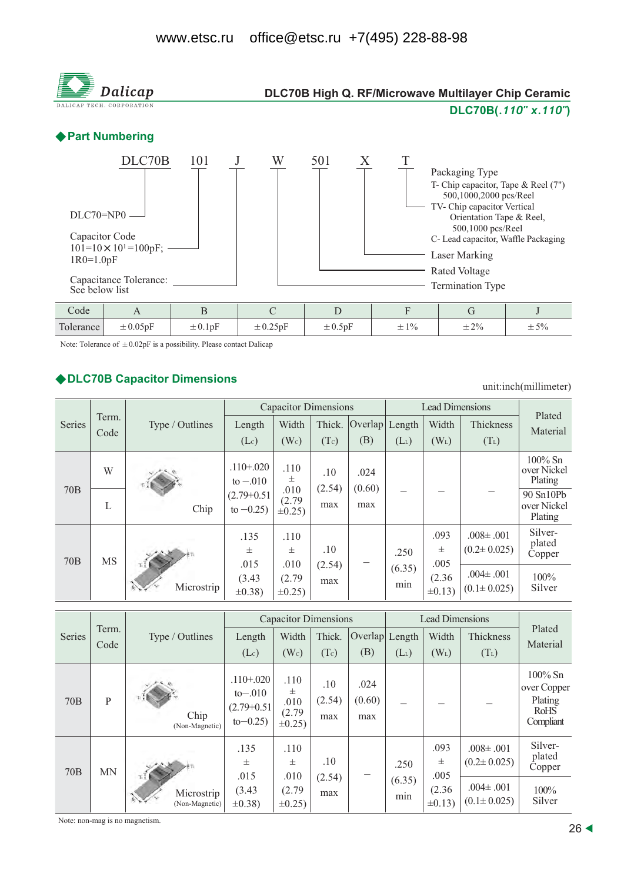www.etsc.ru office@etsc.ru +7(495) 228-88-98

Dalicap
DALICAP TECH. CORPORATION

# DLC70B High Q. RF/Microwave Multilayer Chip Ceramic

**DLC70B(*.110" x.110"*)**

## ◆Part Numbering

DLC70B 101 J W 501 X T

- DLC70=NP0
- Capacitor Code
  101=10×10[1]=100pF;
  1R0=1.0pF
- Capacitance Tolerance:
  See below list
- Termination Type
- Rated Voltage
- Laser Marking
- Packaging Type
  T- Chip capacitor, Tape & Reel (7")
  500,1000,2000 pcs/Reel
  TV- Chip capacitor Vertical Orientation Tape & Reel,
  500,1000 pcs/Reel
  C- Lead capacitor, Waffle Packaging

| Code | A | B | C | D | F | G | J |
|---|---|---|---|---|---|---|---|
| Tolerance | ±0.05pF | ±0.1pF | ±0.25pF | ±0.5pF | ±1% | ±2% | ±5% |

Note: Tolerance of ±0.02pF is a possibility. Please contact Dalicap

## ◆DLC70B Capacitor Dimensions

unit:inch(millimeter)

| Series | Term. Code | Type / Outlines | Capacitor Dimensions | | | | Lead Dimensions | | | Plated Material |
|---|---|---|---|---|---|---|---|---|---|---|
| | | | Length ($L_C$) | Width ($W_C$) | Thick. ($T_C$) | Overlap (B) | Length ($L_L$) | Width ($W_L$) | Thickness ($T_L$) | |
| 70B | W | Chip | .110+.020 to −.010 (2.79+0.51 to −0.25) | .110 ± .010 (2.79 ±0.25) | .10 (2.54) max | .024 (0.60) max | – | – | – | 100% Sn over Nickel Plating |
| | L | | | | | | | | | 90 Sn10Pb over Nickel Plating |
| 70B | MS | Microstrip | .135 ± .015 (3.43 ±0.38) | .110 ± .010 (2.79 ±0.25) | .10 (2.54) max | – | .250 (6.35) min | .093 ± .005 (2.36 ±0.13) | .008± .001 (0.2± 0.025) | Silver-plated Copper |
| | | | | | | | | | .004± .001 (0.1± 0.025) | 100% Silver |

| Series | Term. Code | Type / Outlines | Capacitor Dimensions | | | | Lead Dimensions | | | Plated Material |
|---|---|---|---|---|---|---|---|---|---|---|
| | | | Length ($L_C$) | Width ($W_C$) | Thick. ($T_C$) | Overlap (B) | Length ($L_L$) | Width ($W_L$) | Thickness ($T_L$) | |
| 70B | P | Chip (Non-Magnetic) | .110+.020 to−.010 (2.79+0.51 to−0.25) | .110 ± .010 (2.79 ±0.25) | .10 (2.54) max | .024 (0.60) max | – | – | – | 100% Sn over Copper Plating RoHS Compliant |
| 70B | MN | Microstrip (Non-Magnetic) | .135 ± .015 (3.43 ±0.38) | .110 ± .010 (2.79 ±0.25) | .10 (2.54) max | – | .250 (6.35) min | .093 ± .005 (2.36 ±0.13) | .008± .001 (0.2± 0.025) | Silver-plated Copper |
| | | | | | | | | | .004± .001 (0.1± 0.025) | 100% Silver |

Note: non-mag is no magnetism.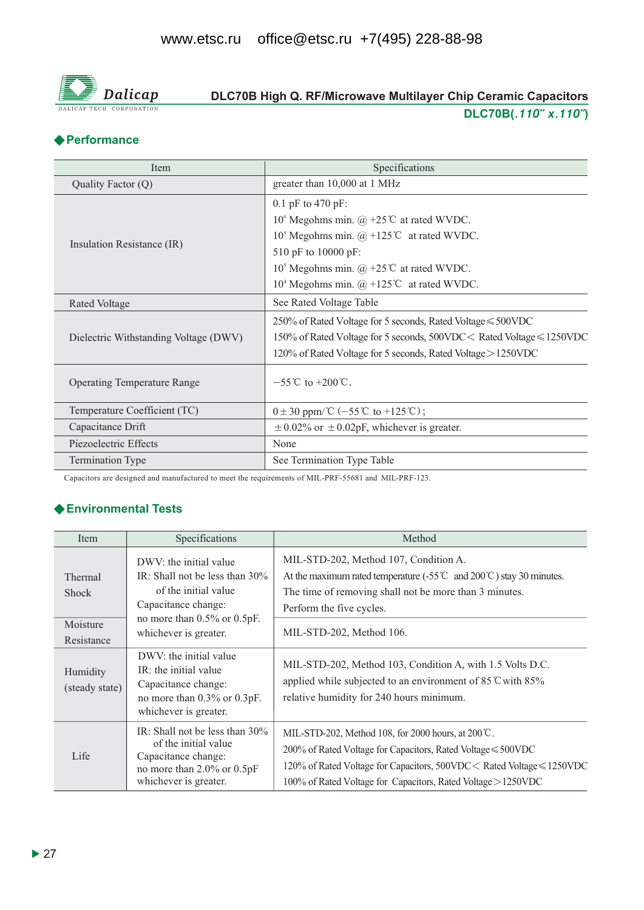www.etsc.ru office@etsc.ru +7(495) 228-88-98

Dalicap
DALICAP TECH. CORPORATION

## DLC70B High Q. RF/Microwave Multilayer Chip Ceramic Capacitors

**DLC70B(*.110" x.110"*)**

## ◆Performance

| Item | Specifications |
|---|---|
| Quality Factor (Q) | greater than 10,000 at 1 MHz |
| Insulation Resistance (IR) | 0.1 pF to 470 pF:<br>$10^6$ Megohms min. @ +25℃ at rated WVDC.<br>$10^5$ Megohms min. @ +125℃ at rated WVDC.<br>510 pF to 10000 pF:<br>$10^5$ Megohms min. @ +25℃ at rated WVDC.<br>$10^4$ Megohms min. @ +125℃ at rated WVDC. |
| Rated Voltage | See Rated Voltage Table |
| Dielectric Withstanding Voltage (DWV) | 250% of Rated Voltage for 5 seconds, Rated Voltage≤500VDC<br>150% of Rated Voltage for 5 seconds, 500VDC< Rated Voltage≤1250VDC<br>120% of Rated Voltage for 5 seconds, Rated Voltage>1250VDC |
| Operating Temperature Range | −55℃ to +200℃. |
| Temperature Coefficient (TC) | 0±30 ppm/℃ (−55℃ to +125℃); |
| Capacitance Drift | ±0.02% or ±0.02pF, whichever is greater. |
| Piezoelectric Effects | None |
| Termination Type | See Termination Type Table |

Capacitors are designed and manufactured to meet the requirements of MIL-PRF-55681 and MIL-PRF-123.

## ◆Environmental Tests

| Item | Specifications | Method |
|---|---|---|
| Thermal Shock | DWV: the initial value<br>IR: Shall not be less than 30% of the initial value<br>Capacitance change: no more than 0.5% or 0.5pF. whichever is greater. | MIL-STD-202, Method 107, Condition A.<br>At the maximum rated temperature (-55℃ and 200℃) stay 30 minutes.<br>The time of removing shall not be more than 3 minutes.<br>Perform the five cycles. |
| Moisture Resistance | | MIL-STD-202, Method 106. |
| Humidity (steady state) | DWV: the initial value<br>IR: the initial value<br>Capacitance change: no more than 0.3% or 0.3pF. whichever is greater. | MIL-STD-202, Method 103, Condition A, with 1.5 Volts D.C. applied while subjected to an environment of 85℃with 85% relative humidity for 240 hours minimum. |
| Life | IR: Shall not be less than 30% of the initial value<br>Capacitance change: no more than 2.0% or 0.5pF whichever is greater. | MIL-STD-202, Method 108, for 2000 hours, at 200℃.<br>200% of Rated Voltage for Capacitors, Rated Voltage≤500VDC<br>120% of Rated Voltage for Capacitors, 500VDC< Rated Voltage≤1250VDC<br>100% of Rated Voltage for Capacitors, Rated Voltage>1250VDC |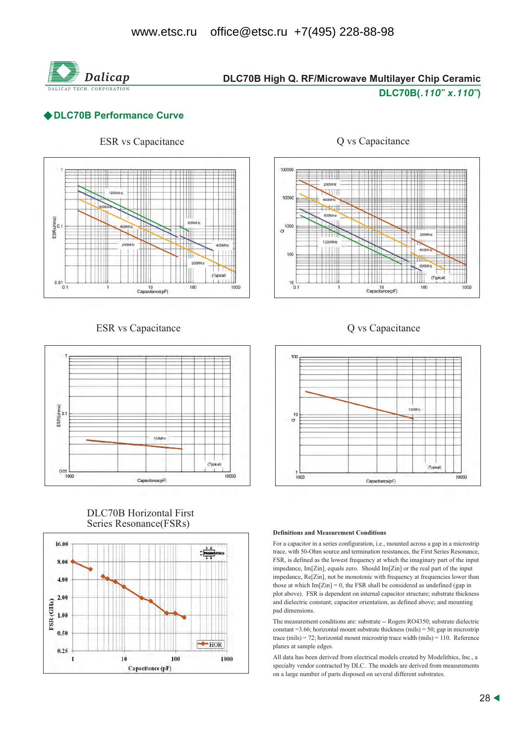## DLC70B High Q. RF/Microwave Multilayer Chip Ceramic

**DLC70B(*.110" x.110"*)**

## ◆DLC70B Performance Curve

ESR vs Capacitance

Q vs Capacitance

ESR vs Capacitance

Q vs Capacitance

DLC70B Horizontal First Series Resonance(FSRs)

#### Definitions and Measurement Conditions

For a capacitor in a series configuration, i.e., mounted across a gap in a microstrip trace, with 50-Ohm source and termination resistances, the First Series Resonance, FSR, is defined as the lowest frequency at which the imaginary part of the input impedance, Im[Zin], equals zero. Should Im[Zin] or the real part of the input impedance, Re[Zin], not be monotonic with frequency at frequencies lower than those at which Im[Zin] = 0, the FSR shall be considered as undefined (gap in plot above). FSR is dependent on internal capacitor structure; substrate thickness and dielectric constant; capacitor orientation, as defined above; and mounting pad dimensions.

The measurement conditions are: substrate -- Rogers RO4350; substrate dielectric constant =3.66; horizontal mount substrate thickness (mils) = 50; gap in microstrip trace (mils) = 72; horizontal mount microstrip trace width (mils) = 110. Reference planes at sample edges.

All data has been derived from electrical models created by Modelithics, Inc., a specialty vendor contracted by DLC. The models are derived from measurements on a large number of parts disposed on several different substrates.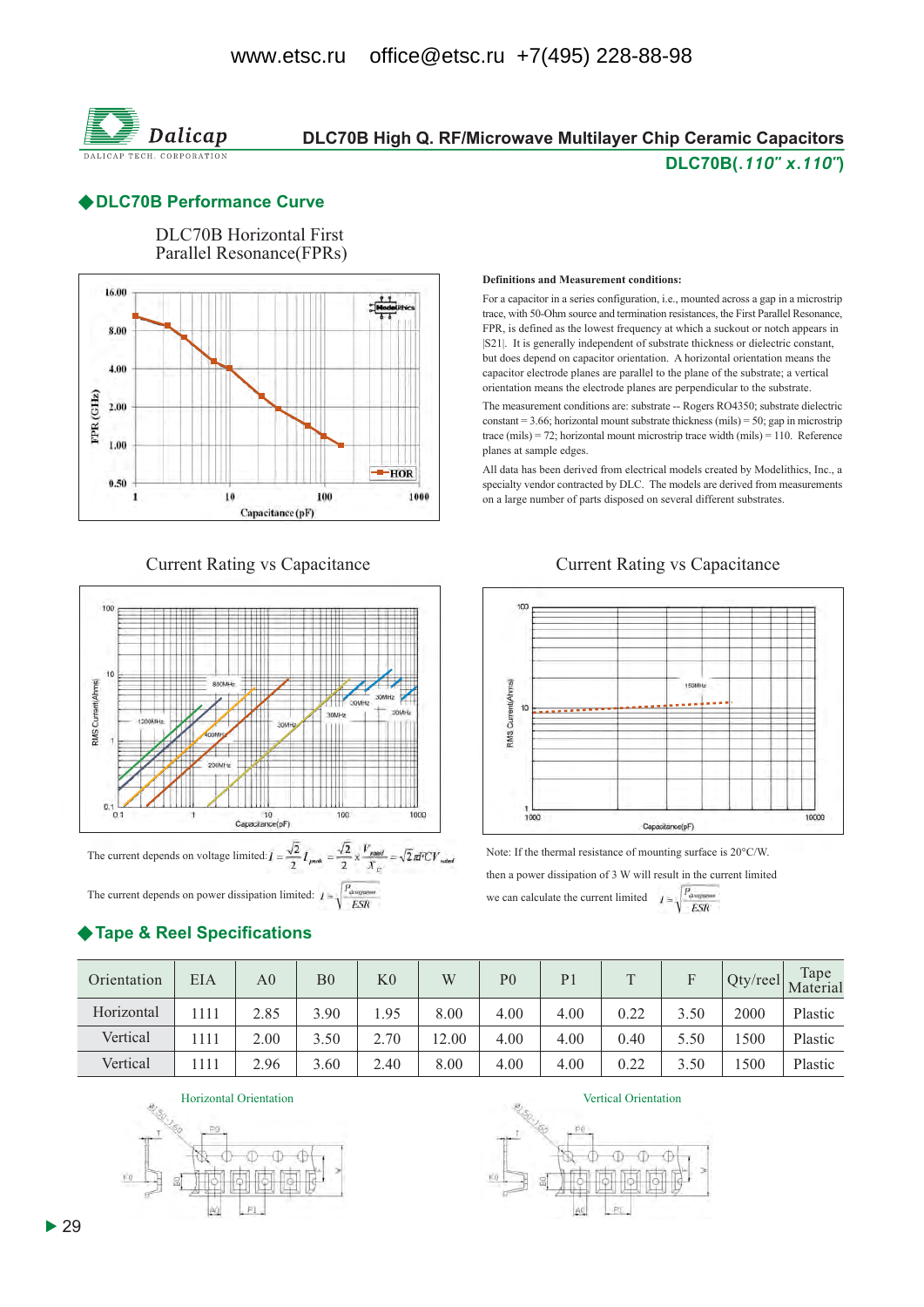# DLC70B High Q. RF/Microwave Multilayer Chip Ceramic Capacitors

**DLC70B(*.110" x.110"*)**

## ◆DLC70B Performance Curve

DLC70B Horizontal First Parallel Resonance(FPRs)

**Definitions and Measurement conditions:**

For a capacitor in a series configuration, i.e., mounted across a gap in a microstrip trace, with 50-Ohm source and termination resistances, the First Parallel Resonance, FPR, is defined as the lowest frequency at which a suckout or notch appears in |S21|. It is generally independent of substrate thickness or dielectric constant, but does depend on capacitor orientation. A horizontal orientation means the capacitor electrode planes are parallel to the plane of the substrate; a vertical orientation means the electrode planes are perpendicular to the substrate.

The measurement conditions are: substrate -- Rogers RO4350; substrate dielectric constant = 3.66; horizontal mount substrate thickness (mils) = 50; gap in microstrip trace (mils) = 72; horizontal mount microstrip trace width (mils) = 110. Reference planes at sample edges.

All data has been derived from electrical models created by Modelithics, Inc., a specialty vendor contracted by DLC. The models are derived from measurements on a large number of parts disposed on several different substrates.

Current Rating vs Capacitance

The current depends on voltage limited: $I = \frac{\sqrt{2}}{2} I_{peak} = \frac{\sqrt{2}}{2} \times \frac{V_{rated}}{X_C} = \sqrt{2}\pi f C V_{rated}$

The current depends on power dissipation limited: $I = \sqrt{\frac{P_{dissipation}}{ESR}}$

Current Rating vs Capacitance

Note: If the thermal resistance of mounting surface is 20°C/W.

then a power dissipation of 3 W will result in the current limited

we can calculate the current limited $I = \sqrt{\frac{P_{dissipation}}{ESR}}$

## ◆Tape & Reel Specifications

| Orientation | EIA | A0 | B0 | K0 | W | P0 | P1 | T | F | Qty/reel | Tape Material |
|---|---|---|---|---|---|---|---|---|---|---|---|
| Horizontal | 1111 | 2.85 | 3.90 | 1.95 | 8.00 | 4.00 | 4.00 | 0.22 | 3.50 | 2000 | Plastic |
| Vertical | 1111 | 2.00 | 3.50 | 2.70 | 12.00 | 4.00 | 4.00 | 0.40 | 5.50 | 1500 | Plastic |
| Vertical | 1111 | 2.96 | 3.60 | 2.40 | 8.00 | 4.00 | 4.00 | 0.22 | 3.50 | 1500 | Plastic |

Horizontal Orientation

Vertical Orientation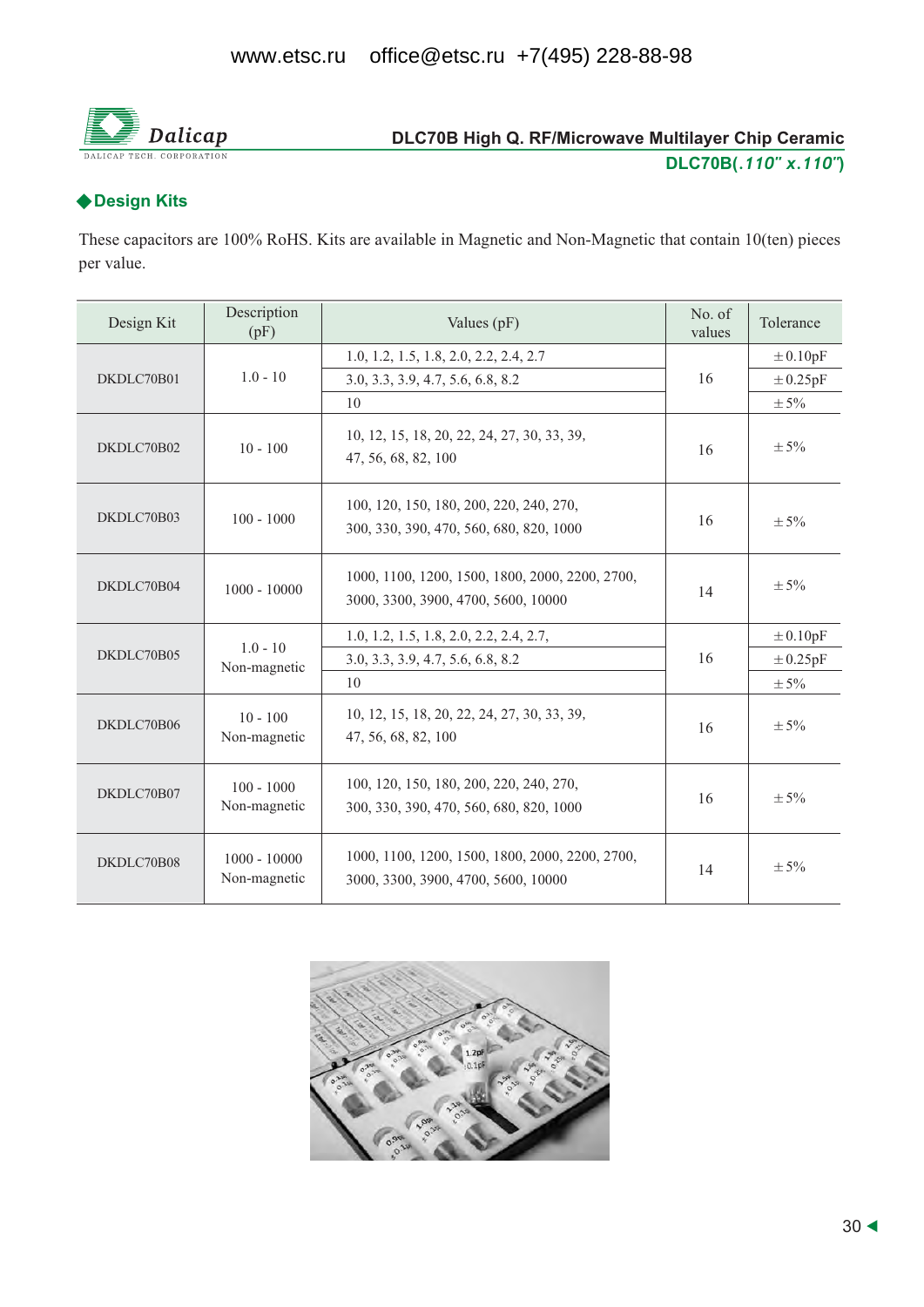## ◆Design Kits

These capacitors are 100% RoHS. Kits are available in Magnetic and Non-Magnetic that contain 10(ten) pieces per value.

| Design Kit | Description (pF) | Values (pF) | No. of values | Tolerance |
|---|---|---|---|---|
| DKDLC70B01 | 1.0 - 10 | 1.0, 1.2, 1.5, 1.8, 2.0, 2.2, 2.4, 2.7 | 16 | ±0.10pF |
| | | 3.0, 3.3, 3.9, 4.7, 5.6, 6.8, 8.2 | | ±0.25pF |
| | | 10 | | ±5% |
| DKDLC70B02 | 10 - 100 | 10, 12, 15, 18, 20, 22, 24, 27, 30, 33, 39, 47, 56, 68, 82, 100 | 16 | ±5% |
| DKDLC70B03 | 100 - 1000 | 100, 120, 150, 180, 200, 220, 240, 270, 300, 330, 390, 470, 560, 680, 820, 1000 | 16 | ±5% |
| DKDLC70B04 | 1000 - 10000 | 1000, 1100, 1200, 1500, 1800, 2000, 2200, 2700, 3000, 3300, 3900, 4700, 5600, 10000 | 14 | ±5% |
| DKDLC70B05 | 1.0 - 10 Non-magnetic | 1.0, 1.2, 1.5, 1.8, 2.0, 2.2, 2.4, 2.7, | 16 | ±0.10pF |
| | | 3.0, 3.3, 3.9, 4.7, 5.6, 6.8, 8.2 | | ±0.25pF |
| | | 10 | | ±5% |
| DKDLC70B06 | 10 - 100 Non-magnetic | 10, 12, 15, 18, 20, 22, 24, 27, 30, 33, 39, 47, 56, 68, 82, 100 | 16 | ±5% |
| DKDLC70B07 | 100 - 1000 Non-magnetic | 100, 120, 150, 180, 200, 220, 240, 270, 300, 330, 390, 470, 560, 680, 820, 1000 | 16 | ±5% |
| DKDLC70B08 | 1000 - 10000 Non-magnetic | 1000, 1100, 1200, 1500, 1800, 2000, 2200, 2700, 3000, 3300, 3900, 4700, 5600, 10000 | 14 | ±5% |